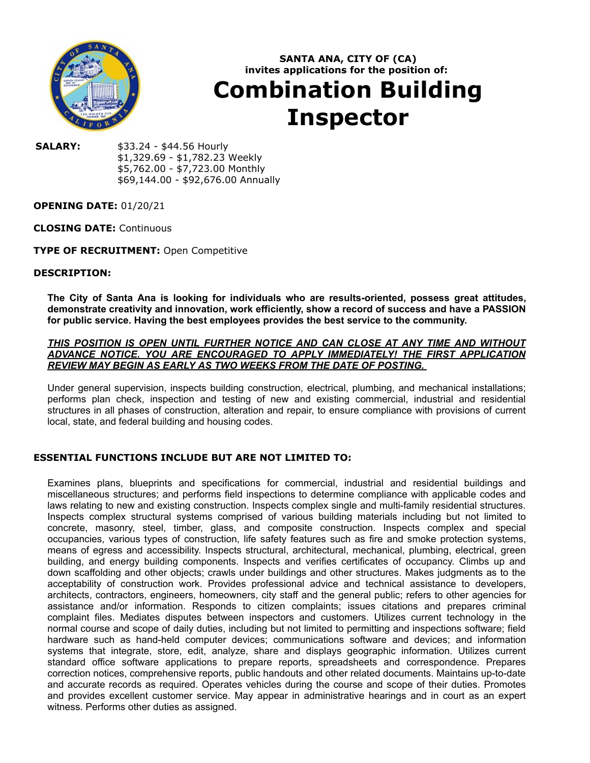**SANTA ANA, CITY OF (CA)**
**invites applications for the position of:**

# Combination Building Inspector

**SALARY:** $33.24 - $44.56 Hourly
$1,329.69 - $1,782.23 Weekly
$5,762.00 - $7,723.00 Monthly
$69,144.00 - $92,676.00 Annually

**OPENING DATE:** 01/20/21

**CLOSING DATE:** Continuous

**TYPE OF RECRUITMENT:** Open Competitive

**DESCRIPTION:**

**The City of Santa Ana is looking for individuals who are results-oriented, possess great attitudes, demonstrate creativity and innovation, work efficiently, show a record of success and have a PASSION for public service. Having the best employees provides the best service to the community.**

***THIS POSITION IS OPEN UNTIL FURTHER NOTICE AND CAN CLOSE AT ANY TIME AND WITHOUT ADVANCE NOTICE. YOU ARE ENCOURAGED TO APPLY IMMEDIATELY! THE FIRST APPLICATION REVIEW MAY BEGIN AS EARLY AS TWO WEEKS FROM THE DATE OF POSTING.***

Under general supervision, inspects building construction, electrical, plumbing, and mechanical installations; performs plan check, inspection and testing of new and existing commercial, industrial and residential structures in all phases of construction, alteration and repair, to ensure compliance with provisions of current local, state, and federal building and housing codes.

**ESSENTIAL FUNCTIONS INCLUDE BUT ARE NOT LIMITED TO:**

Examines plans, blueprints and specifications for commercial, industrial and residential buildings and miscellaneous structures; and performs field inspections to determine compliance with applicable codes and laws relating to new and existing construction. Inspects complex single and multi-family residential structures. Inspects complex structural systems comprised of various building materials including but not limited to concrete, masonry, steel, timber, glass, and composite construction. Inspects complex and special occupancies, various types of construction, life safety features such as fire and smoke protection systems, means of egress and accessibility. Inspects structural, architectural, mechanical, plumbing, electrical, green building, and energy building components. Inspects and verifies certificates of occupancy. Climbs up and down scaffolding and other objects; crawls under buildings and other structures. Makes judgments as to the acceptability of construction work. Provides professional advice and technical assistance to developers, architects, contractors, engineers, homeowners, city staff and the general public; refers to other agencies for assistance and/or information. Responds to citizen complaints; issues citations and prepares criminal complaint files. Mediates disputes between inspectors and customers. Utilizes current technology in the normal course and scope of daily duties, including but not limited to permitting and inspections software; field hardware such as hand-held computer devices; communications software and devices; and information systems that integrate, store, edit, analyze, share and displays geographic information. Utilizes current standard office software applications to prepare reports, spreadsheets and correspondence. Prepares correction notices, comprehensive reports, public handouts and other related documents. Maintains up-to-date and accurate records as required. Operates vehicles during the course and scope of their duties. Promotes and provides excellent customer service. May appear in administrative hearings and in court as an expert witness. Performs other duties as assigned.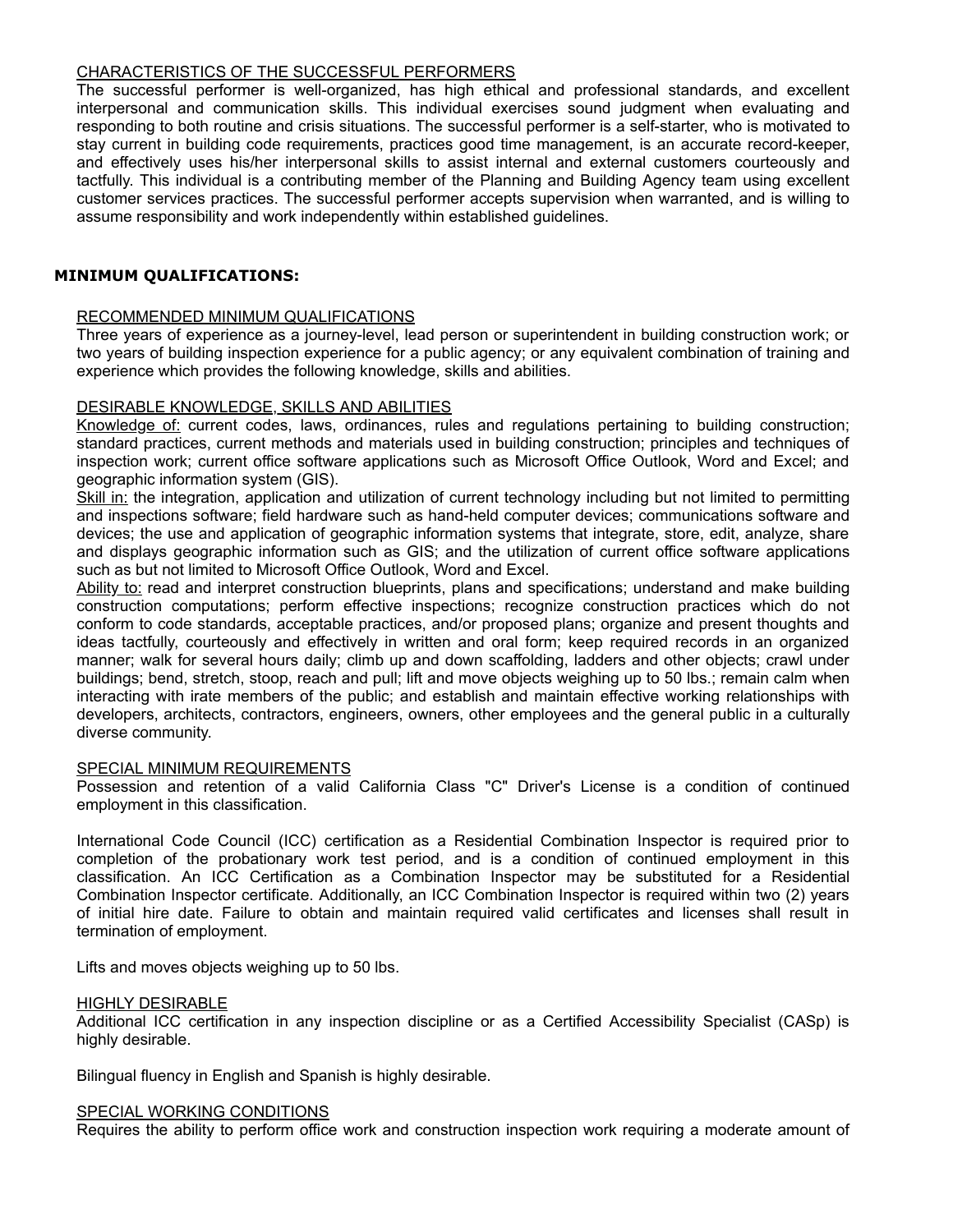CHARACTERISTICS OF THE SUCCESSFUL PERFORMERS

The successful performer is well-organized, has high ethical and professional standards, and excellent interpersonal and communication skills. This individual exercises sound judgment when evaluating and responding to both routine and crisis situations. The successful performer is a self-starter, who is motivated to stay current in building code requirements, practices good time management, is an accurate record-keeper, and effectively uses his/her interpersonal skills to assist internal and external customers courteously and tactfully. This individual is a contributing member of the Planning and Building Agency team using excellent customer services practices. The successful performer accepts supervision when warranted, and is willing to assume responsibility and work independently within established guidelines.

## MINIMUM QUALIFICATIONS:

RECOMMENDED MINIMUM QUALIFICATIONS

Three years of experience as a journey-level, lead person or superintendent in building construction work; or two years of building inspection experience for a public agency; or any equivalent combination of training and experience which provides the following knowledge, skills and abilities.

DESIRABLE KNOWLEDGE, SKILLS AND ABILITIES

Knowledge of: current codes, laws, ordinances, rules and regulations pertaining to building construction; standard practices, current methods and materials used in building construction; principles and techniques of inspection work; current office software applications such as Microsoft Office Outlook, Word and Excel; and geographic information system (GIS).

Skill in: the integration, application and utilization of current technology including but not limited to permitting and inspections software; field hardware such as hand-held computer devices; communications software and devices; the use and application of geographic information systems that integrate, store, edit, analyze, share and displays geographic information such as GIS; and the utilization of current office software applications such as but not limited to Microsoft Office Outlook, Word and Excel.

Ability to: read and interpret construction blueprints, plans and specifications; understand and make building construction computations; perform effective inspections; recognize construction practices which do not conform to code standards, acceptable practices, and/or proposed plans; organize and present thoughts and ideas tactfully, courteously and effectively in written and oral form; keep required records in an organized manner; walk for several hours daily; climb up and down scaffolding, ladders and other objects; crawl under buildings; bend, stretch, stoop, reach and pull; lift and move objects weighing up to 50 lbs.; remain calm when interacting with irate members of the public; and establish and maintain effective working relationships with developers, architects, contractors, engineers, owners, other employees and the general public in a culturally diverse community.

SPECIAL MINIMUM REQUIREMENTS

Possession and retention of a valid California Class "C" Driver's License is a condition of continued employment in this classification.

International Code Council (ICC) certification as a Residential Combination Inspector is required prior to completion of the probationary work test period, and is a condition of continued employment in this classification. An ICC Certification as a Combination Inspector may be substituted for a Residential Combination Inspector certificate. Additionally, an ICC Combination Inspector is required within two (2) years of initial hire date. Failure to obtain and maintain required valid certificates and licenses shall result in termination of employment.

Lifts and moves objects weighing up to 50 lbs.

HIGHLY DESIRABLE

Additional ICC certification in any inspection discipline or as a Certified Accessibility Specialist (CASp) is highly desirable.

Bilingual fluency in English and Spanish is highly desirable.

SPECIAL WORKING CONDITIONS

Requires the ability to perform office work and construction inspection work requiring a moderate amount of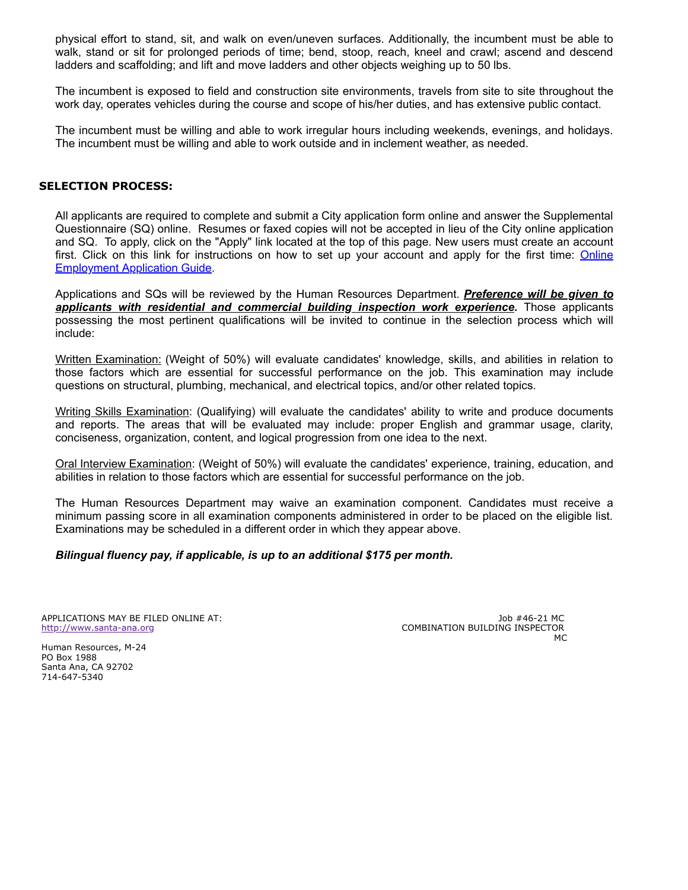physical effort to stand, sit, and walk on even/uneven surfaces. Additionally, the incumbent must be able to walk, stand or sit for prolonged periods of time; bend, stoop, reach, kneel and crawl; ascend and descend ladders and scaffolding; and lift and move ladders and other objects weighing up to 50 lbs.

The incumbent is exposed to field and construction site environments, travels from site to site throughout the work day, operates vehicles during the course and scope of his/her duties, and has extensive public contact.

The incumbent must be willing and able to work irregular hours including weekends, evenings, and holidays. The incumbent must be willing and able to work outside and in inclement weather, as needed.

## SELECTION PROCESS:

All applicants are required to complete and submit a City application form online and answer the Supplemental Questionnaire (SQ) online. Resumes or faxed copies will not be accepted in lieu of the City online application and SQ. To apply, click on the "Apply" link located at the top of this page. New users must create an account first. Click on this link for instructions on how to set up your account and apply for the first time: Online Employment Application Guide.

Applications and SQs will be reviewed by the Human Resources Department. ***Preference will be given to applicants with residential and commercial building inspection work experience.*** Those applicants possessing the most pertinent qualifications will be invited to continue in the selection process which will include:

Written Examination: (Weight of 50%) will evaluate candidates' knowledge, skills, and abilities in relation to those factors which are essential for successful performance on the job. This examination may include questions on structural, plumbing, mechanical, and electrical topics, and/or other related topics.

Writing Skills Examination: (Qualifying) will evaluate the candidates' ability to write and produce documents and reports. The areas that will be evaluated may include: proper English and grammar usage, clarity, conciseness, organization, content, and logical progression from one idea to the next.

Oral Interview Examination: (Weight of 50%) will evaluate the candidates' experience, training, education, and abilities in relation to those factors which are essential for successful performance on the job.

The Human Resources Department may waive an examination component. Candidates must receive a minimum passing score in all examination components administered in order to be placed on the eligible list. Examinations may be scheduled in a different order in which they appear above.

***Bilingual fluency pay, if applicable, is up to an additional $175 per month.***

APPLICATIONS MAY BE FILED ONLINE AT:
http://www.santa-ana.org

Human Resources, M-24
PO Box 1988
Santa Ana, CA 92702
714-647-5340

Job #46-21 MC
COMBINATION BUILDING INSPECTOR
MC